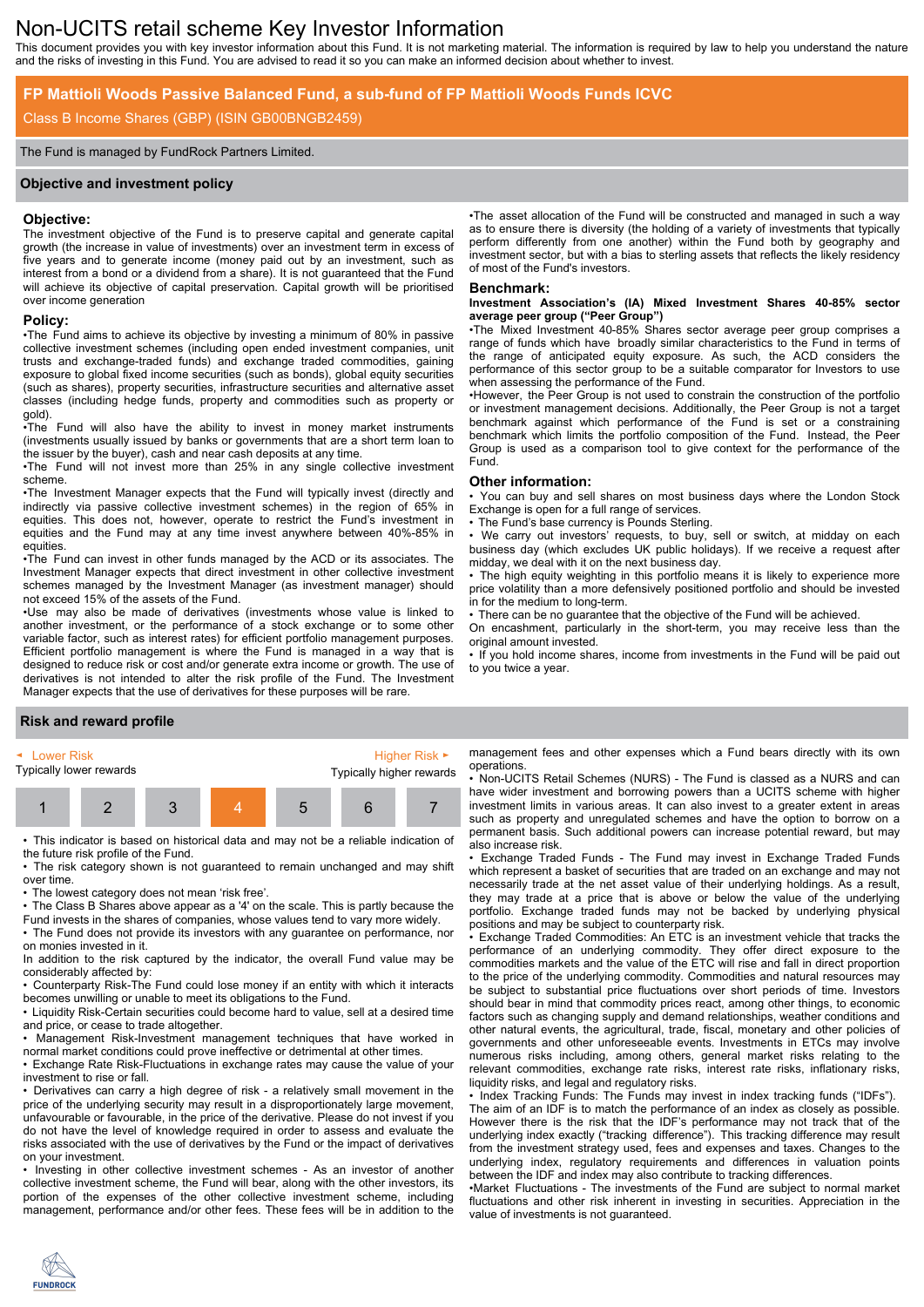# Non-UCITS retail scheme Key Investor Information

This document provides you with key investor information about this Fund. It is not marketing material. The information is required by law to help you understand the nature and the risks of investing in this Fund. You are advised to read it so you can make an informed decision about whether to invest.

## FP Mattioli Woods Passive Balanced Fund, a sub-fund of FP Mattioli Woods Funds ICVC

Class B Income Shares (GBP) (ISIN GB00BNGB2459)

The Fund is managed by FundRock Partners Limited.

## Objective and investment policy

### Objective:

The investment objective of the Fund is to preserve capital and generate capital growth (the increase in value of investments) over an investment term in excess of five years and to generate income (money paid out by an investment, such as interest from a bond or a dividend from a share). It is not guaranteed that the Fund will achieve its objective of capital preservation. Capital growth will be prioritised over income generation

### Policy:

•The Fund aims to achieve its objective by investing a minimum of 80% in passive collective investment schemes (including open ended investment companies, unit trusts and exchange-traded funds) and exchange traded commodities, gaining exposure to global fixed income securities (such as bonds), global equity securities (such as shares), property securities, infrastructure securities and alternative asset classes (including hedge funds, property and commodities such as property or gold).

•The Fund will also have the ability to invest in money market instruments (investments usually issued by banks or governments that are a short term loan to the issuer by the buyer), cash and near cash deposits at any time.

•The Fund will not invest more than 25% in any single collective investment scheme.

•The Investment Manager expects that the Fund will typically invest (directly and indirectly via passive collective investment schemes) in the region of 65% in equities. This does not, however, operate to restrict the Fund's investment in equities and the Fund may at any time invest anywhere between 40%-85% in equities.

•The Fund can invest in other funds managed by the ACD or its associates. The Investment Manager expects that direct investment in other collective investment schemes managed by the Investment Manager (as investment manager) should not exceed 15% of the assets of the Fund.

•Use may also be made of derivatives (investments whose value is linked to another investment, or the performance of a stock exchange or to some other variable factor, such as interest rates) for efficient portfolio management purposes. Efficient portfolio management is where the Fund is managed in a way that is designed to reduce risk or cost and/or generate extra income or growth. The use of derivatives is not intended to alter the risk profile of the Fund. The Investment Manager expects that the use of derivatives for these purposes will be rare.

•The asset allocation of the Fund will be constructed and managed in such a way as to ensure there is diversity (the holding of a variety of investments that typically perform differently from one another) within the Fund both by geography and investment sector, but with a bias to sterling assets that reflects the likely residency of most of the Fund's investors.

### Benchmark:

**Investment Association's (IA) Mixed Investment Shares 40-85% sector average peer group ("Peer Group")**

•The Mixed Investment 40-85% Shares sector average peer group comprises a range of funds which have broadly similar characteristics to the Fund in terms of the range of anticipated equity exposure. As such, the ACD considers the performance of this sector group to be a suitable comparator for Investors to use when assessing the performance of the Fund.

•However, the Peer Group is not used to constrain the construction of the portfolio or investment management decisions. Additionally, the Peer Group is not a target benchmark against which performance of the Fund is set or a constraining benchmark which limits the portfolio composition of the Fund. Instead, the Peer Group is used as a comparison tool to give context for the performance of the Fund.

### Other information:

• You can buy and sell shares on most business days where the London Stock Exchange is open for a full range of services.

• The Fund's base currency is Pounds Sterling.

• We carry out investors' requests, to buy, sell or switch, at midday on each business day (which excludes UK public holidays). If we receive a request after midday, we will deal with it on the next business day.

• The high equity weighting in this portfolio means it is likely to experience more price volatility than a more defensively positioned portfolio and should be invested in for the medium to long-term.

• There can be no guarantee that the objective of the Fund will be achieved.

On encashment, particularly in the short-term, you may receive less than the original amount invested.

• If you hold income shares, income from investments in the Fund will be paid out to you twice a year.

## Risk and reward profile

| Lower Risk – Typically lower rewards | | | | | | Higher Risk – Typically higher rewards |
|---|---|---|---|---|---|---|
| 1 | 2 | 3 | **4** | 5 | 6 | 7 |

• This indicator is based on historical data and may not be a reliable indication of the future risk profile of the Fund.

• The risk category shown is not guaranteed to remain unchanged and may shift over time.

• The lowest category does not mean 'risk free'.

• The Class B Shares above appear as a '4' on the scale. This is partly because the Fund invests in the shares of companies, whose values tend to vary more widely.

• The Fund does not provide its investors with any guarantee on performance, nor on monies invested in it.

In addition to the risk captured by the indicator, the overall Fund value may be considerably affected by:

• Counterparty Risk-The Fund could lose money if an entity with which it interacts becomes unwilling or unable to meet its obligations to the Fund.

• Liquidity Risk-Certain securities could become hard to value, sell at a desired time and price, or cease to trade altogether.

• Management Risk-Investment management techniques that have worked in normal market conditions could prove ineffective or detrimental at other times.

• Exchange Rate Risk-Fluctuations in exchange rates may cause the value of your investment to rise or fall.

• Derivatives can carry a high degree of risk - a relatively small movement in the price of the underlying security may result in a disproportionately large movement, unfavourable or favourable, in the price of the derivative. Please do not invest if you do not have the level of knowledge required in order to assess and evaluate the risks associated with the use of derivatives by the Fund or the impact of derivatives on your investment.

• Investing in other collective investment schemes - As an investor of another collective investment scheme, the Fund will bear, along with the other investors, its portion of the expenses of the other collective investment scheme, including management, performance and/or other fees. These fees will be in addition to the management fees and other expenses which a Fund bears directly with its own operations.

• Non-UCITS Retail Schemes (NURS) - The Fund is classed as a NURS and can have wider investment and borrowing powers than a UCITS scheme with higher investment limits in various areas. It can also invest to a greater extent in areas such as property and unregulated schemes and have the option to borrow on a permanent basis. Such additional powers can increase potential reward, but may also increase risk.

• Exchange Traded Funds - The Fund may invest in Exchange Traded Funds which represent a basket of securities that are traded on an exchange and may not necessarily trade at the net asset value of their underlying holdings. As a result, they may trade at a price that is above or below the value of the underlying portfolio. Exchange traded funds may not be backed by underlying physical positions and may be subject to counterparty risk.

• Exchange Traded Commodities: An ETC is an investment vehicle that tracks the performance of an underlying commodity. They offer direct exposure to the commodities markets and the value of the ETC will rise and fall in direct proportion to the price of the underlying commodity. Commodities and natural resources may be subject to substantial price fluctuations over short periods of time. Investors should bear in mind that commodity prices react, among other things, to economic factors such as changing supply and demand relationships, weather conditions and other natural events, the agricultural, trade, fiscal, monetary and other policies of governments and other unforeseeable events. Investments in ETCs may involve numerous risks including, among others, general market risks relating to the relevant commodities, exchange rate risks, interest rate risks, inflationary risks, liquidity risks, and legal and regulatory risks.

• Index Tracking Funds: The Funds may invest in index tracking funds ("IDFs"). The aim of an IDF is to match the performance of an index as closely as possible. However there is the risk that the IDF's performance may not track that of the underlying index exactly ("tracking difference"). This tracking difference may result from the investment strategy used, fees and expenses and taxes. Changes to the underlying index, regulatory requirements and differences in valuation points between the IDF and index may also contribute to tracking differences.

•Market Fluctuations - The investments of the Fund are subject to normal market fluctuations and other risk inherent in investing in securities. Appreciation in the value of investments is not guaranteed.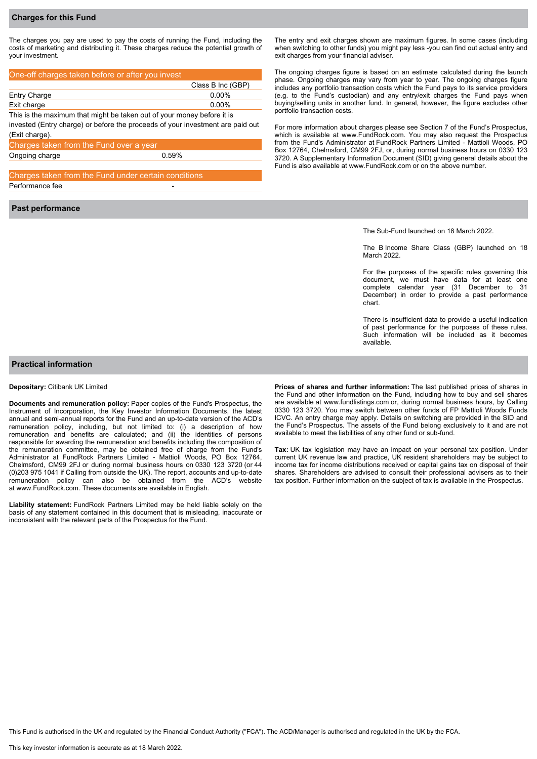## Charges for this Fund

The charges you pay are used to pay the costs of running the Fund, including the costs of marketing and distributing it. These charges reduce the potential growth of your investment.

| One-off charges taken before or after you invest | |
|---|---|
| | Class B Inc (GBP) |
| Entry Charge | 0.00% |
| Exit charge | 0.00% |

This is the maximum that might be taken out of your money before it is invested (Entry charge) or before the proceeds of your investment are paid out (Exit charge).

| Charges taken from the Fund over a year | |
|---|---|
| Ongoing charge | 0.59% |

| Charges taken from the Fund under certain conditions | |
|---|---|
| Performance fee | - |

The entry and exit charges shown are maximum figures. In some cases (including when switching to other funds) you might pay less -you can find out actual entry and exit charges from your financial adviser.

The ongoing charges figure is based on an estimate calculated during the launch phase. Ongoing charges may vary from year to year. The ongoing charges figure includes any portfolio transaction costs which the Fund pays to its service providers (e.g. to the Fund's custodian) and any entry/exit charges the Fund pays when buying/selling units in another fund. In general, however, the figure excludes other portfolio transaction costs.

For more information about charges please see Section 7 of the Fund's Prospectus, which is available at www.FundRock.com. You may also request the Prospectus from the Fund's Administrator at FundRock Partners Limited - Mattioli Woods, PO Box 12764, Chelmsford, CM99 2FJ, or, during normal business hours on 0330 123 3720. A Supplementary Information Document (SID) giving general details about the Fund is also available at www.FundRock.com or on the above number.

## Past performance

The Sub-Fund launched on 18 March 2022.

The B Income Share Class (GBP) launched on 18 March 2022.

For the purposes of the specific rules governing this document, we must have data for at least one complete calendar year (31 December to 31 December) in order to provide a past performance chart.

There is insufficient data to provide a useful indication of past performance for the purposes of these rules. Such information will be included as it becomes available.

## Practical information

**Depositary:** Citibank UK Limited

**Documents and remuneration policy:** Paper copies of the Fund's Prospectus, the Instrument of Incorporation, the Key Investor Information Documents, the latest annual and semi-annual reports for the Fund and an up-to-date version of the ACD's remuneration policy, including, but not limited to: (i) a description of how remuneration and benefits are calculated; and (ii) the identities of persons responsible for awarding the remuneration and benefits including the composition of the remuneration committee, may be obtained free of charge from the Fund's Administrator at FundRock Partners Limited - Mattioli Woods, PO Box 12764, Chelmsford, CM99 2FJ or during normal business hours on 0330 123 3720 (or 44 (0)203 975 1041 if Calling from outside the UK). The report, accounts and up-to-date remuneration policy can also be obtained from the ACD's website at www.FundRock.com. These documents are available in English.

**Liability statement:** FundRock Partners Limited may be held liable solely on the basis of any statement contained in this document that is misleading, inaccurate or inconsistent with the relevant parts of the Prospectus for the Fund.

**Prices of shares and further information:** The last published prices of shares in the Fund and other information on the Fund, including how to buy and sell shares are available at www.fundlistings.com or, during normal business hours, by Calling 0330 123 3720. You may switch between other funds of FP Mattioli Woods Funds ICVC. An entry charge may apply. Details on switching are provided in the SID and the Fund's Prospectus. The assets of the Fund belong exclusively to it and are not available to meet the liabilities of any other fund or sub-fund.

**Tax:** UK tax legislation may have an impact on your personal tax position. Under current UK revenue law and practice, UK resident shareholders may be subject to income tax for income distributions received or capital gains tax on disposal of their shares. Shareholders are advised to consult their professional advisers as to their tax position. Further information on the subject of tax is available in the Prospectus.

This Fund is authorised in the UK and regulated by the Financial Conduct Authority ("FCA"). The ACD/Manager is authorised and regulated in the UK by the FCA.

This key investor information is accurate as at 18 March 2022.